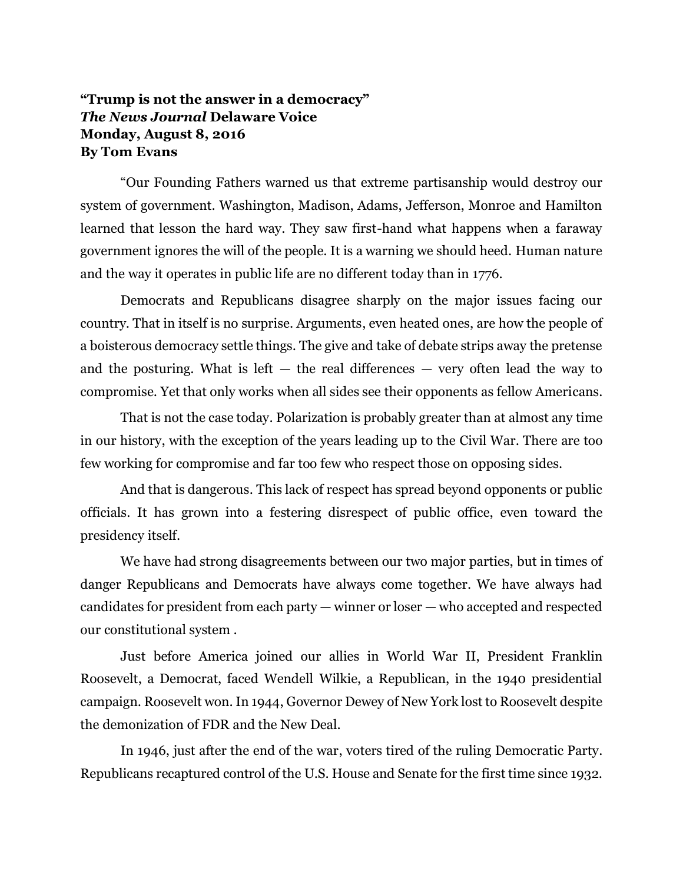**“Trump is not the answer in a democracy”**
***The News Journal* Delaware Voice**
**Monday, August 8, 2016**
**By Tom Evans**

“Our Founding Fathers warned us that extreme partisanship would destroy our system of government. Washington, Madison, Adams, Jefferson, Monroe and Hamilton learned that lesson the hard way. They saw first-hand what happens when a faraway government ignores the will of the people. It is a warning we should heed. Human nature and the way it operates in public life are no different today than in 1776.

Democrats and Republicans disagree sharply on the major issues facing our country. That in itself is no surprise. Arguments, even heated ones, are how the people of a boisterous democracy settle things. The give and take of debate strips away the pretense and the posturing. What is left — the real differences — very often lead the way to compromise. Yet that only works when all sides see their opponents as fellow Americans.

That is not the case today. Polarization is probably greater than at almost any time in our history, with the exception of the years leading up to the Civil War. There are too few working for compromise and far too few who respect those on opposing sides.

And that is dangerous. This lack of respect has spread beyond opponents or public officials. It has grown into a festering disrespect of public office, even toward the presidency itself.

We have had strong disagreements between our two major parties, but in times of danger Republicans and Democrats have always come together. We have always had candidates for president from each party — winner or loser — who accepted and respected our constitutional system .

Just before America joined our allies in World War II, President Franklin Roosevelt, a Democrat, faced Wendell Wilkie, a Republican, in the 1940 presidential campaign. Roosevelt won. In 1944, Governor Dewey of New York lost to Roosevelt despite the demonization of FDR and the New Deal.

In 1946, just after the end of the war, voters tired of the ruling Democratic Party. Republicans recaptured control of the U.S. House and Senate for the first time since 1932.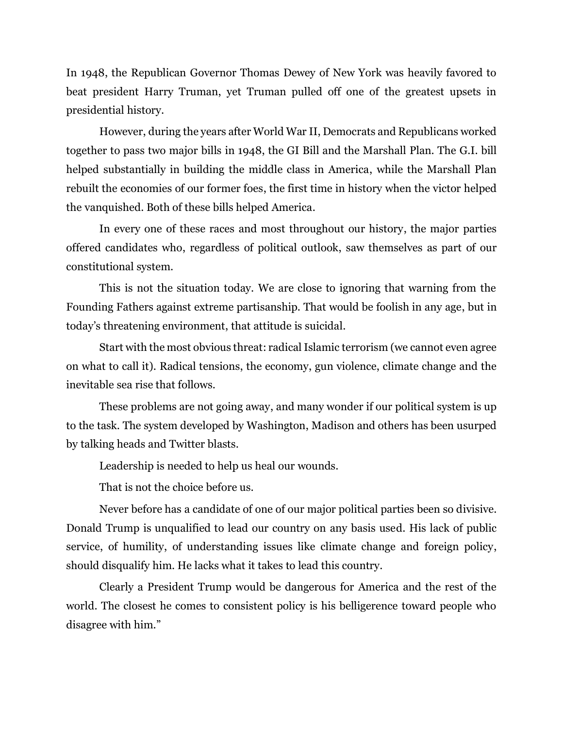In 1948, the Republican Governor Thomas Dewey of New York was heavily favored to beat president Harry Truman, yet Truman pulled off one of the greatest upsets in presidential history.

However, during the years after World War II, Democrats and Republicans worked together to pass two major bills in 1948, the GI Bill and the Marshall Plan. The G.I. bill helped substantially in building the middle class in America, while the Marshall Plan rebuilt the economies of our former foes, the first time in history when the victor helped the vanquished. Both of these bills helped America.

In every one of these races and most throughout our history, the major parties offered candidates who, regardless of political outlook, saw themselves as part of our constitutional system.

This is not the situation today. We are close to ignoring that warning from the Founding Fathers against extreme partisanship. That would be foolish in any age, but in today's threatening environment, that attitude is suicidal.

Start with the most obvious threat: radical Islamic terrorism (we cannot even agree on what to call it). Radical tensions, the economy, gun violence, climate change and the inevitable sea rise that follows.

These problems are not going away, and many wonder if our political system is up to the task. The system developed by Washington, Madison and others has been usurped by talking heads and Twitter blasts.

Leadership is needed to help us heal our wounds.

That is not the choice before us.

Never before has a candidate of one of our major political parties been so divisive. Donald Trump is unqualified to lead our country on any basis used. His lack of public service, of humility, of understanding issues like climate change and foreign policy, should disqualify him. He lacks what it takes to lead this country.

Clearly a President Trump would be dangerous for America and the rest of the world. The closest he comes to consistent policy is his belligerence toward people who disagree with him."